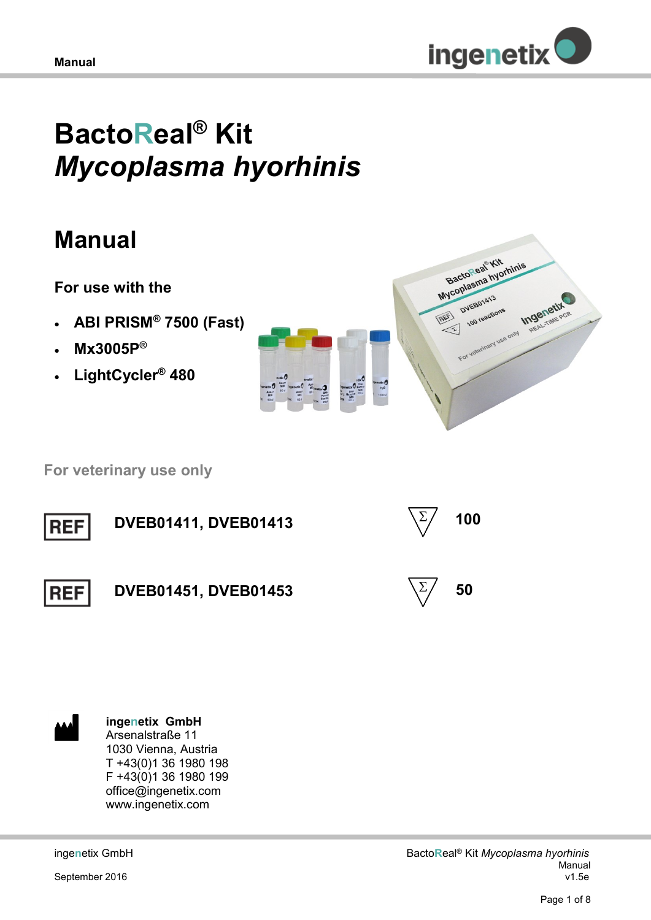# BactoReal® Kit *Mycoplasma hyorhinis*

## Manual

### For use with the

- ABI PRISM® 7500 (Fast)
- Mx3005P®
- LightCycler® 480

**For veterinary use only**

| | | | |
|---|---|---|---|
| REF | DVEB01411, DVEB01413 | Σ | 100 |
| REF | DVEB01451, DVEB01453 | Σ | 50 |

**ingenetix GmbH**
Arsenalstraße 11
1030 Vienna, Austria
T +43(0)1 36 1980 198
F +43(0)1 36 1980 199
office@ingenetix.com
www.ingenetix.com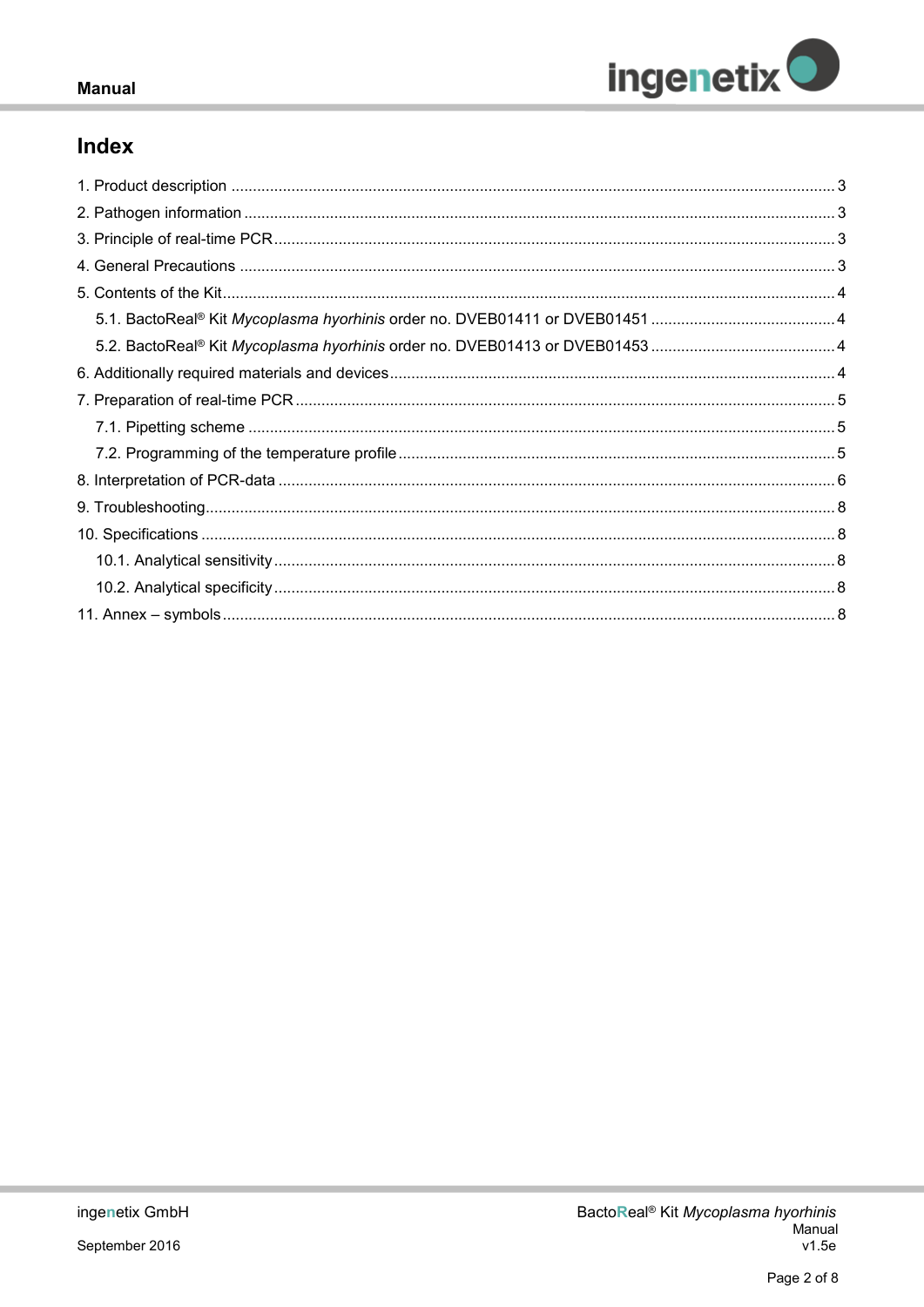# Index

1. Product description ........................................................................................................................................ 3
2. Pathogen information ..................................................................................................................................... 3
3. Principle of real-time PCR .............................................................................................................................. 3
4. General Precautions ...................................................................................................................................... 3
5. Contents of the Kit .......................................................................................................................................... 4
    5.1. BactoReal® Kit *Mycoplasma hyorhinis* order no. DVEB01411 or DVEB01451 ........................................... 4
    5.2. BactoReal® Kit *Mycoplasma hyorhinis* order no. DVEB01413 or DVEB01453 ........................................... 4
6. Additionally required materials and devices .................................................................................................... 4
7. Preparation of real-time PCR ......................................................................................................................... 5
    7.1. Pipetting scheme .................................................................................................................................... 5
    7.2. Programming of the temperature profile ................................................................................................. 5
8. Interpretation of PCR-data ............................................................................................................................. 6
9. Troubleshooting .............................................................................................................................................. 8
10. Specifications ............................................................................................................................................... 8
    10.1. Analytical sensitivity .............................................................................................................................. 8
    10.2. Analytical specificity .............................................................................................................................. 8
11. Annex – symbols .......................................................................................................................................... 8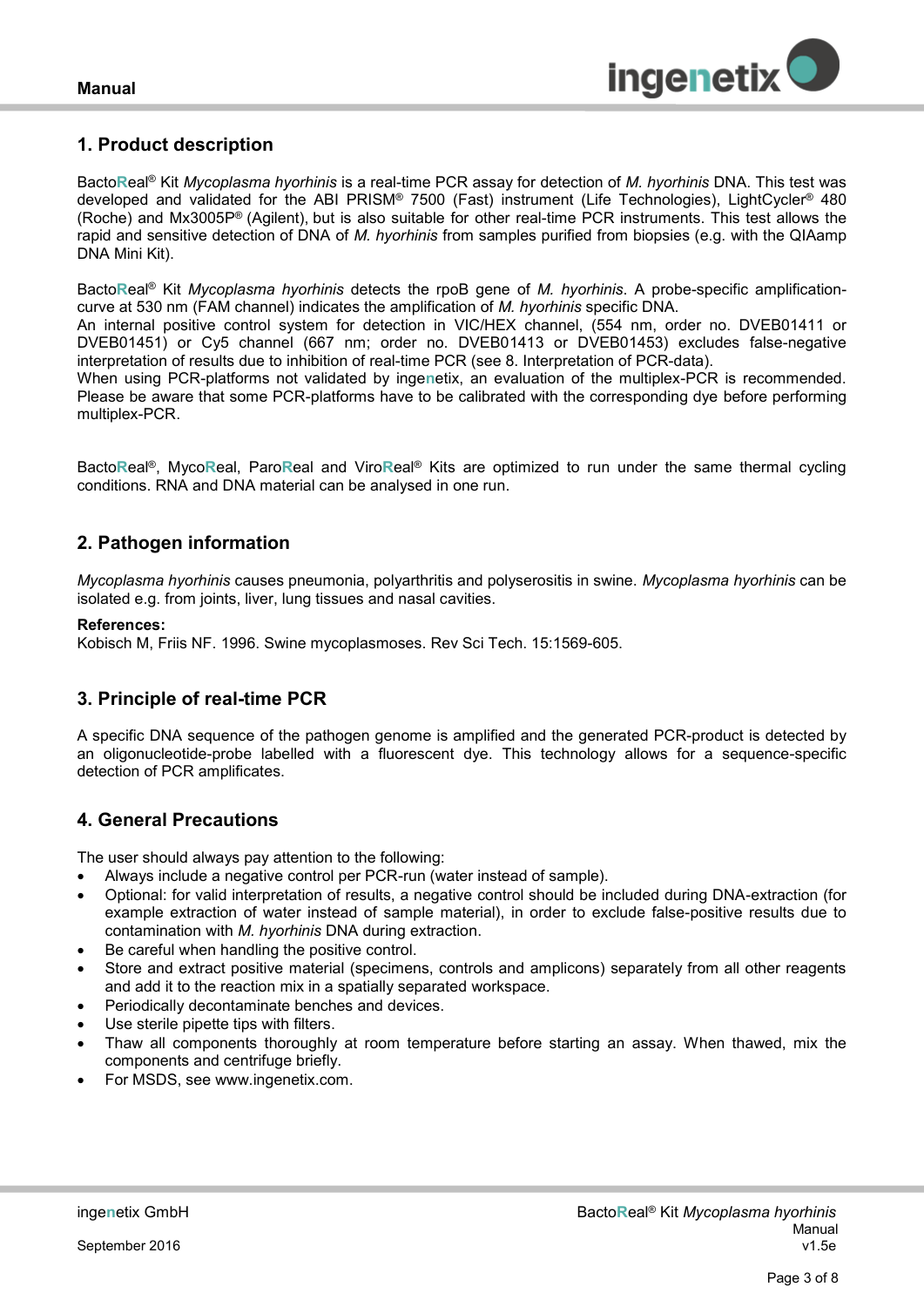## 1. Product description

BactoReal® Kit *Mycoplasma hyorhinis* is a real-time PCR assay for detection of *M. hyorhinis* DNA. This test was developed and validated for the ABI PRISM® 7500 (Fast) instrument (Life Technologies), LightCycler® 480 (Roche) and Mx3005P® (Agilent), but is also suitable for other real-time PCR instruments. This test allows the rapid and sensitive detection of DNA of *M. hyorhinis* from samples purified from biopsies (e.g. with the QIAamp DNA Mini Kit).

BactoReal® Kit *Mycoplasma hyorhinis* detects the rpoB gene of *M. hyorhinis*. A probe-specific amplification-curve at 530 nm (FAM channel) indicates the amplification of *M. hyorhinis* specific DNA.
An internal positive control system for detection in VIC/HEX channel, (554 nm, order no. DVEB01411 or DVEB01451) or Cy5 channel (667 nm; order no. DVEB01413 or DVEB01453) excludes false-negative interpretation of results due to inhibition of real-time PCR (see 8. Interpretation of PCR-data).
When using PCR-platforms not validated by ingenetix, an evaluation of the multiplex-PCR is recommended. Please be aware that some PCR-platforms have to be calibrated with the corresponding dye before performing multiplex-PCR.

BactoReal®, MycoReal, ParoReal and ViroReal® Kits are optimized to run under the same thermal cycling conditions. RNA and DNA material can be analysed in one run.

## 2. Pathogen information

*Mycoplasma hyorhinis* causes pneumonia, polyarthritis and polyserositis in swine. *Mycoplasma hyorhinis* can be isolated e.g. from joints, liver, lung tissues and nasal cavities.

**References:**
Kobisch M, Friis NF. 1996. Swine mycoplasmoses. Rev Sci Tech. 15:1569-605.

## 3. Principle of real-time PCR

A specific DNA sequence of the pathogen genome is amplified and the generated PCR-product is detected by an oligonucleotide-probe labelled with a fluorescent dye. This technology allows for a sequence-specific detection of PCR amplificates.

## 4. General Precautions

The user should always pay attention to the following:

- Always include a negative control per PCR-run (water instead of sample).
- Optional: for valid interpretation of results, a negative control should be included during DNA-extraction (for example extraction of water instead of sample material), in order to exclude false-positive results due to contamination with *M. hyorhinis* DNA during extraction.
- Be careful when handling the positive control.
- Store and extract positive material (specimens, controls and amplicons) separately from all other reagents and add it to the reaction mix in a spatially separated workspace.
- Periodically decontaminate benches and devices.
- Use sterile pipette tips with filters.
- Thaw all components thoroughly at room temperature before starting an assay. When thawed, mix the components and centrifuge briefly.
- For MSDS, see www.ingenetix.com.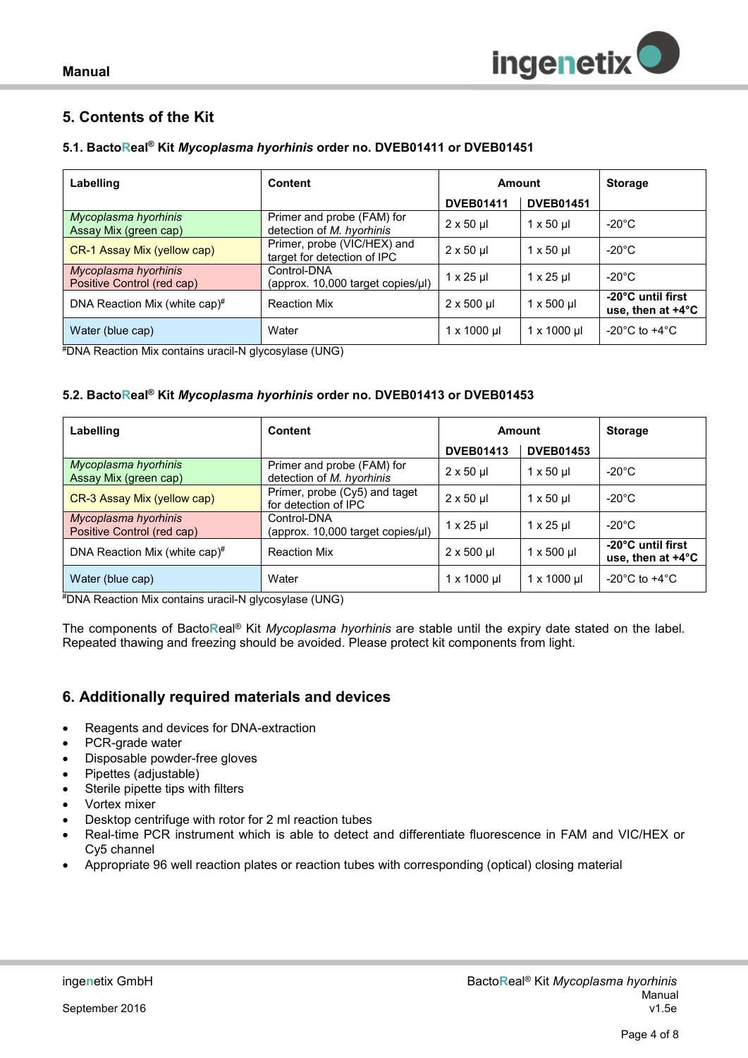## 5. Contents of the Kit

### 5.1. BactoReal® Kit *Mycoplasma hyorhinis* order no. DVEB01411 or DVEB01451

| Labelling | Content | Amount | | Storage |
|---|---|---|---|---|
| | | DVEB01411 | DVEB01451 | |
| *Mycoplasma hyorhinis* Assay Mix (green cap) | Primer and probe (FAM) for detection of *M. hyorhinis* | 2 x 50 µl | 1 x 50 µl | -20°C |
| CR-1 Assay Mix (yellow cap) | Primer, probe (VIC/HEX) and target for detection of IPC | 2 x 50 µl | 1 x 50 µl | -20°C |
| *Mycoplasma hyorhinis* Positive Control (red cap) | Control-DNA (approx. 10,000 target copies/µl) | 1 x 25 µl | 1 x 25 µl | -20°C |
| DNA Reaction Mix (white cap)# | Reaction Mix | 2 x 500 µl | 1 x 500 µl | **-20°C until first use, then at +4°C** |
| Water (blue cap) | Water | 1 x 1000 µl | 1 x 1000 µl | -20°C to +4°C |

#DNA Reaction Mix contains uracil-N glycosylase (UNG)

### 5.2. BactoReal® Kit *Mycoplasma hyorhinis* order no. DVEB01413 or DVEB01453

| Labelling | Content | Amount | | Storage |
|---|---|---|---|---|
| | | DVEB01413 | DVEB01453 | |
| *Mycoplasma hyorhinis* Assay Mix (green cap) | Primer and probe (FAM) for detection of *M. hyorhinis* | 2 x 50 µl | 1 x 50 µl | -20°C |
| CR-3 Assay Mix (yellow cap) | Primer, probe (Cy5) and taget for detection of IPC | 2 x 50 µl | 1 x 50 µl | -20°C |
| *Mycoplasma hyorhinis* Positive Control (red cap) | Control-DNA (approx. 10,000 target copies/µl) | 1 x 25 µl | 1 x 25 µl | -20°C |
| DNA Reaction Mix (white cap)# | Reaction Mix | 2 x 500 µl | 1 x 500 µl | **-20°C until first use, then at +4°C** |
| Water (blue cap) | Water | 1 x 1000 µl | 1 x 1000 µl | -20°C to +4°C |

#DNA Reaction Mix contains uracil-N glycosylase (UNG)

The components of BactoReal® Kit *Mycoplasma hyorhinis* are stable until the expiry date stated on the label. Repeated thawing and freezing should be avoided. Please protect kit components from light.

## 6. Additionally required materials and devices

- Reagents and devices for DNA-extraction
- PCR-grade water
- Disposable powder-free gloves
- Pipettes (adjustable)
- Sterile pipette tips with filters
- Vortex mixer
- Desktop centrifuge with rotor for 2 ml reaction tubes
- Real-time PCR instrument which is able to detect and differentiate fluorescence in FAM and VIC/HEX or Cy5 channel
- Appropriate 96 well reaction plates or reaction tubes with corresponding (optical) closing material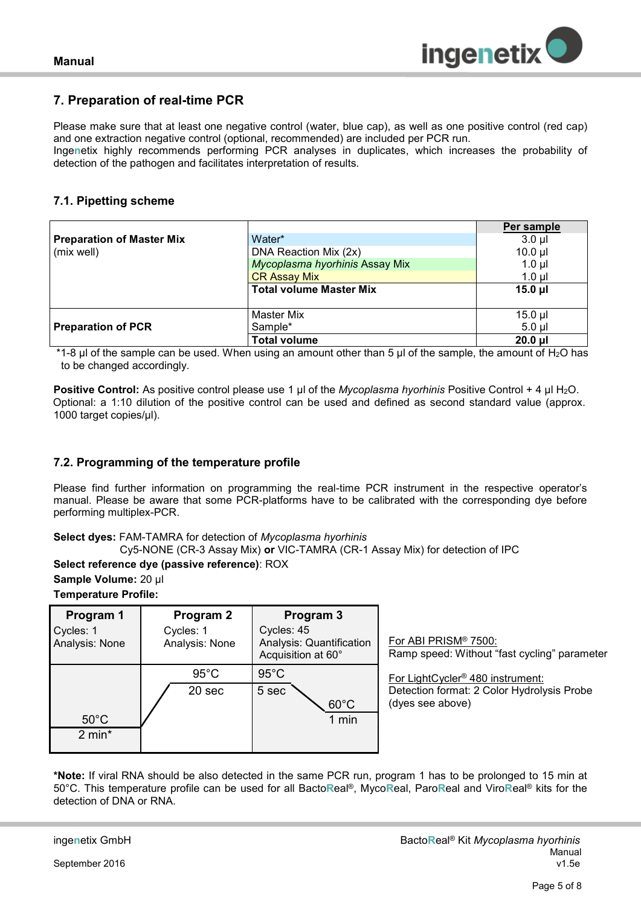## 7. Preparation of real-time PCR

Please make sure that at least one negative control (water, blue cap), as well as one positive control (red cap) and one extraction negative control (optional, recommended) are included per PCR run.
Ingenetix highly recommends performing PCR analyses in duplicates, which increases the probability of detection of the pathogen and facilitates interpretation of results.

### 7.1. Pipetting scheme

| | | **Per sample** |
|---|---|---|
| **Preparation of Master Mix** (mix well) | Water* | 3.0 µl |
| | DNA Reaction Mix (2x) | 10.0 µl |
| | *Mycoplasma hyorhinis* Assay Mix | 1.0 µl |
| | CR Assay Mix | 1.0 µl |
| | **Total volume Master Mix** | **15.0 µl** |
| **Preparation of PCR** | Master Mix | 15.0 µl |
| | Sample* | 5.0 µl |
| | **Total volume** | **20.0 µl** |

*1-8 µl of the sample can be used. When using an amount other than 5 µl of the sample, the amount of $H_2O$ has to be changed accordingly.

**Positive Control:** As positive control please use 1 µl of the *Mycoplasma hyorhinis* Positive Control + 4 µl $H_2O$.
Optional: a 1:10 dilution of the positive control can be used and defined as second standard value (approx. 1000 target copies/µl).

### 7.2. Programming of the temperature profile

Please find further information on programming the real-time PCR instrument in the respective operator's manual. Please be aware that some PCR-platforms have to be calibrated with the corresponding dye before performing multiplex-PCR.

**Select dyes:** FAM-TAMRA for detection of *Mycoplasma hyorhinis*
Cy5-NONE (CR-3 Assay Mix) **or** VIC-TAMRA (CR-1 Assay Mix) for detection of IPC

**Select reference dye (passive reference)**: ROX

**Sample Volume:** 20 µl

**Temperature Profile:**

| **Program 1** | **Program 2** | **Program 3** |
|---|---|---|
| Cycles: 1<br>Analysis: None | Cycles: 1<br>Analysis: None | Cycles: 45<br>Analysis: Quantification<br>Acquisition at 60° |
| 50°C<br>2 min* | 95°C<br>20 sec | 95°C 5 sec<br>60°C 1 min |

For ABI PRISM® 7500:
Ramp speed: Without "fast cycling" parameter

For LightCycler® 480 instrument:
Detection format: 2 Color Hydrolysis Probe (dyes see above)

***Note:** If viral RNA should be also detected in the same PCR run, program 1 has to be prolonged to 15 min at 50°C. This temperature profile can be used for all BactoReal®, MycoReal, ParoReal and ViroReal® kits for the detection of DNA or RNA.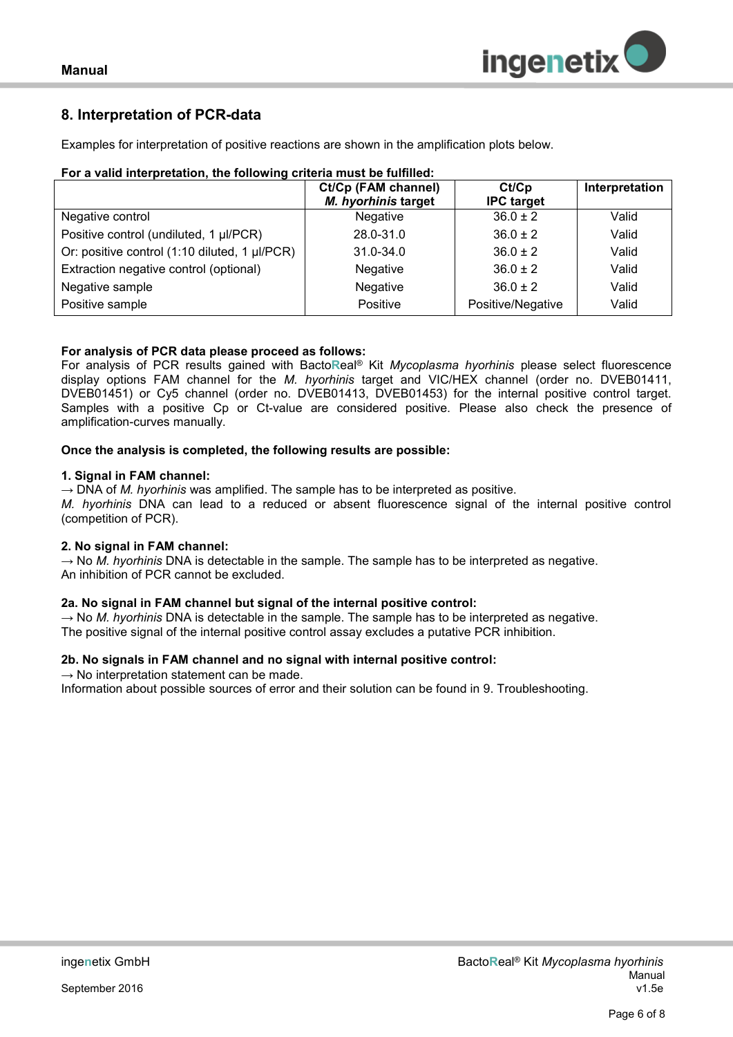## 8. Interpretation of PCR-data

Examples for interpretation of positive reactions are shown in the amplification plots below.

**For a valid interpretation, the following criteria must be fulfilled:**

| | Ct/Cp (FAM channel) *M. hyorhinis* target | Ct/Cp IPC target | Interpretation |
|---|---|---|---|
| Negative control | Negative | 36.0 ± 2 | Valid |
| Positive control (undiluted, 1 µl/PCR) | 28.0-31.0 | 36.0 ± 2 | Valid |
| Or: positive control (1:10 diluted, 1 µl/PCR) | 31.0-34.0 | 36.0 ± 2 | Valid |
| Extraction negative control (optional) | Negative | 36.0 ± 2 | Valid |
| Negative sample | Negative | 36.0 ± 2 | Valid |
| Positive sample | Positive | Positive/Negative | Valid |

**For analysis of PCR data please proceed as follows:**
For analysis of PCR results gained with BactoReal® Kit *Mycoplasma hyorhinis* please select fluorescence display options FAM channel for the *M. hyorhinis* target and VIC/HEX channel (order no. DVEB01411, DVEB01451) or Cy5 channel (order no. DVEB01413, DVEB01453) for the internal positive control target. Samples with a positive Cp or Ct-value are considered positive. Please also check the presence of amplification-curves manually.

**Once the analysis is completed, the following results are possible:**

**1. Signal in FAM channel:**
→ DNA of *M. hyorhinis* was amplified. The sample has to be interpreted as positive.
*M. hyorhinis* DNA can lead to a reduced or absent fluorescence signal of the internal positive control (competition of PCR).

**2. No signal in FAM channel:**
→ No *M. hyorhinis* DNA is detectable in the sample. The sample has to be interpreted as negative.
An inhibition of PCR cannot be excluded.

**2a. No signal in FAM channel but signal of the internal positive control:**
→ No *M. hyorhinis* DNA is detectable in the sample. The sample has to be interpreted as negative.
The positive signal of the internal positive control assay excludes a putative PCR inhibition.

**2b. No signals in FAM channel and no signal with internal positive control:**
→ No interpretation statement can be made.
Information about possible sources of error and their solution can be found in 9. Troubleshooting.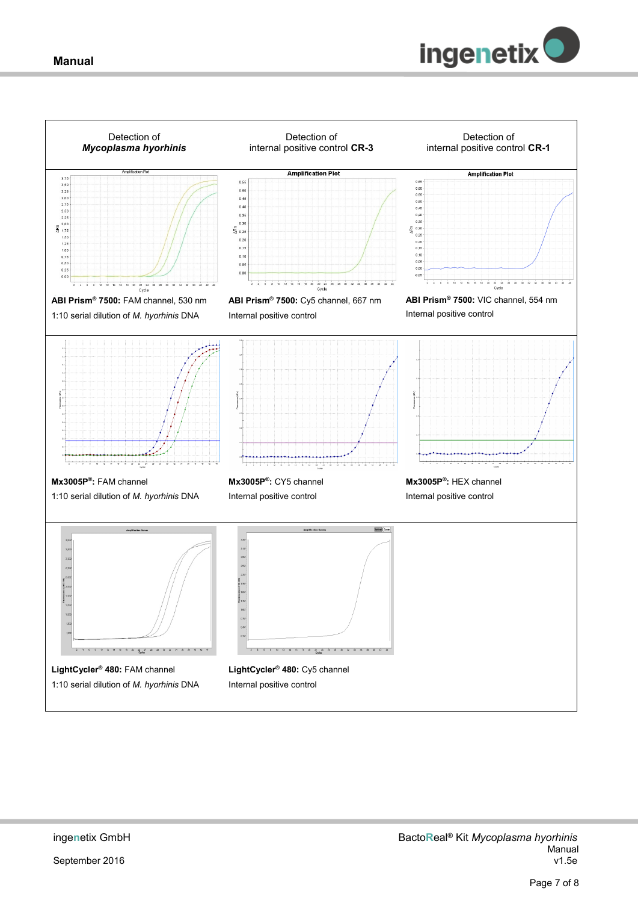| Detection of ***Mycoplasma hyorhinis*** | Detection of internal positive control **CR-3** | Detection of internal positive control **CR-1** |
|---|---|---|
| **ABI Prism® 7500:** FAM channel, 530 nm<br>1:10 serial dilution of *M. hyorhinis* DNA | **ABI Prism® 7500:** Cy5 channel, 667 nm<br>Internal positive control | **ABI Prism® 7500:** VIC channel, 554 nm<br>Internal positive control |
| **Mx3005P®:** FAM channel<br>1:10 serial dilution of *M. hyorhinis* DNA | **Mx3005P®:** CY5 channel<br>Internal positive control | **Mx3005P®:** HEX channel<br>Internal positive control |
| **LightCycler® 480:** FAM channel<br>1:10 serial dilution of *M. hyorhinis* DNA | **LightCycler® 480:** Cy5 channel<br>Internal positive control | |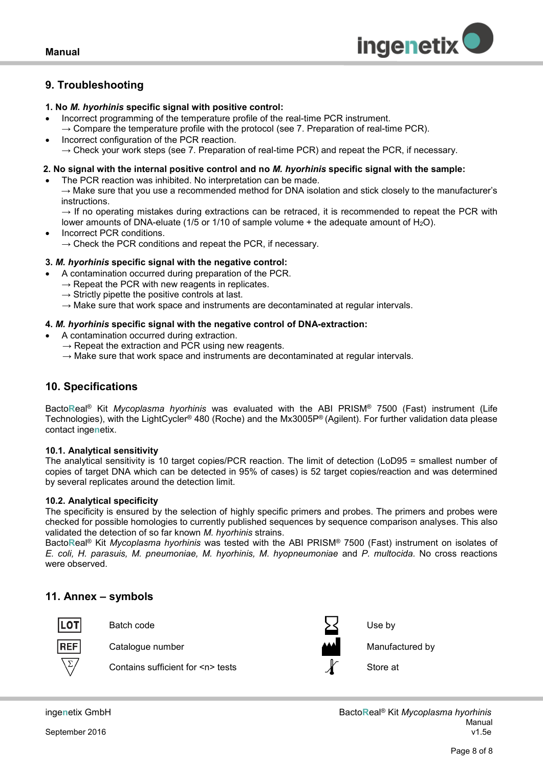## 9. Troubleshooting

**1. No *M. hyorhinis* specific signal with positive control:**

- Incorrect programming of the temperature profile of the real-time PCR instrument.
  → Compare the temperature profile with the protocol (see 7. Preparation of real-time PCR).
- Incorrect configuration of the PCR reaction.
  → Check your work steps (see 7. Preparation of real-time PCR) and repeat the PCR, if necessary.

**2. No signal with the internal positive control and no *M. hyorhinis* specific signal with the sample:**

- The PCR reaction was inhibited. No interpretation can be made.
  → Make sure that you use a recommended method for DNA isolation and stick closely to the manufacturer's instructions.
  → If no operating mistakes during extractions can be retraced, it is recommended to repeat the PCR with lower amounts of DNA-eluate (1/5 or 1/10 of sample volume + the adequate amount of $H_2O$).
- Incorrect PCR conditions.
  → Check the PCR conditions and repeat the PCR, if necessary.

**3. *M. hyorhinis* specific signal with the negative control:**

- A contamination occurred during preparation of the PCR.
  → Repeat the PCR with new reagents in replicates.
  → Strictly pipette the positive controls at last.
  → Make sure that work space and instruments are decontaminated at regular intervals.

**4. *M. hyorhinis* specific signal with the negative control of DNA-extraction:**

- A contamination occurred during extraction.
  → Repeat the extraction and PCR using new reagents.
  → Make sure that work space and instruments are decontaminated at regular intervals.

## 10. Specifications

BactoReal® Kit *Mycoplasma hyorhinis* was evaluated with the ABI PRISM® 7500 (Fast) instrument (Life Technologies), with the LightCycler® 480 (Roche) and the Mx3005P® (Agilent). For further validation data please contact ingenetix.

### 10.1. Analytical sensitivity

The analytical sensitivity is 10 target copies/PCR reaction. The limit of detection (LoD95 = smallest number of copies of target DNA which can be detected in 95% of cases) is 52 target copies/reaction and was determined by several replicates around the detection limit.

### 10.2. Analytical specificity

The specificity is ensured by the selection of highly specific primers and probes. The primers and probes were checked for possible homologies to currently published sequences by sequence comparison analyses. This also validated the detection of so far known *M. hyorhinis* strains.
BactoReal® Kit *Mycoplasma hyorhinis* was tested with the ABI PRISM® 7500 (Fast) instrument on isolates of *E. coli, H. parasuis, M. pneumoniae, M. hyorhinis, M. hyopneumoniae* and *P. multocida*. No cross reactions were observed.

## 11. Annex – symbols

| | | | |
|---|---|---|---|
| LOT | Batch code | | Use by |
| REF | Catalogue number | | Manufactured by |
| Σ | Contains sufficient for <n> tests | | Store at |

ingenetix GmbH
September 2016

BactoReal® Kit *Mycoplasma hyorhinis*
Manual
v1.5e